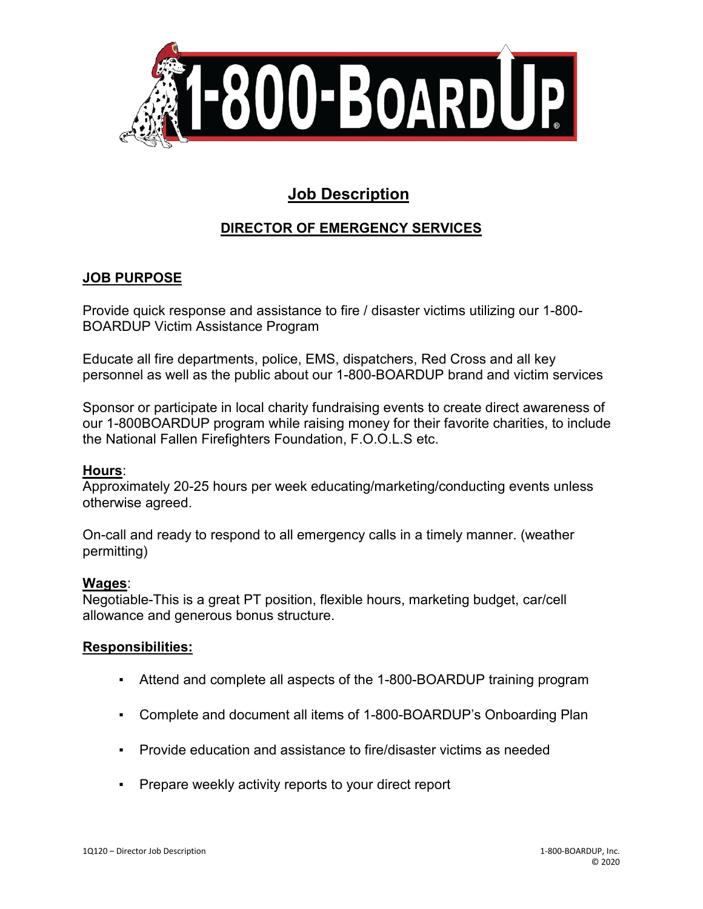# Job Description

## DIRECTOR OF EMERGENCY SERVICES

### JOB PURPOSE

Provide quick response and assistance to fire / disaster victims utilizing our 1-800-BOARDUP Victim Assistance Program

Educate all fire departments, police, EMS, dispatchers, Red Cross and all key personnel as well as the public about our 1-800-BOARDUP brand and victim services

Sponsor or participate in local charity fundraising events to create direct awareness of our 1-800BOARDUP program while raising money for their favorite charities, to include the National Fallen Firefighters Foundation, F.O.O.L.S etc.

**Hours**:
Approximately 20-25 hours per week educating/marketing/conducting events unless otherwise agreed.

On-call and ready to respond to all emergency calls in a timely manner. (weather permitting)

**Wages**:
Negotiable-This is a great PT position, flexible hours, marketing budget, car/cell allowance and generous bonus structure.

**Responsibilities:**

- Attend and complete all aspects of the 1-800-BOARDUP training program
- Complete and document all items of 1-800-BOARDUP's Onboarding Plan
- Provide education and assistance to fire/disaster victims as needed
- Prepare weekly activity reports to your direct report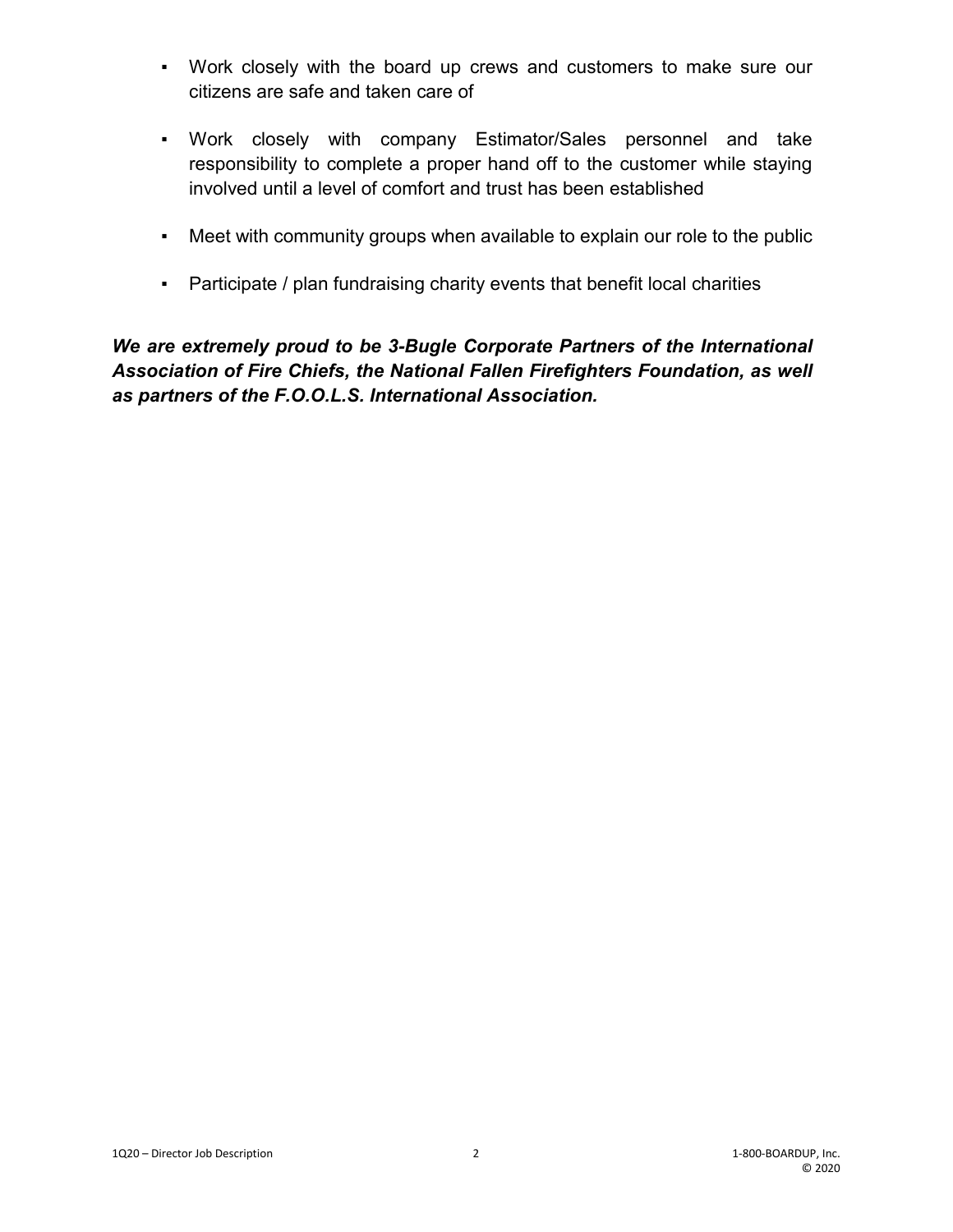- Work closely with the board up crews and customers to make sure our citizens are safe and taken care of

- Work closely with company Estimator/Sales personnel and take responsibility to complete a proper hand off to the customer while staying involved until a level of comfort and trust has been established

- Meet with community groups when available to explain our role to the public

- Participate / plan fundraising charity events that benefit local charities

***We are extremely proud to be 3-Bugle Corporate Partners of the International Association of Fire Chiefs, the National Fallen Firefighters Foundation, as well as partners of the F.O.O.L.S. International Association.***